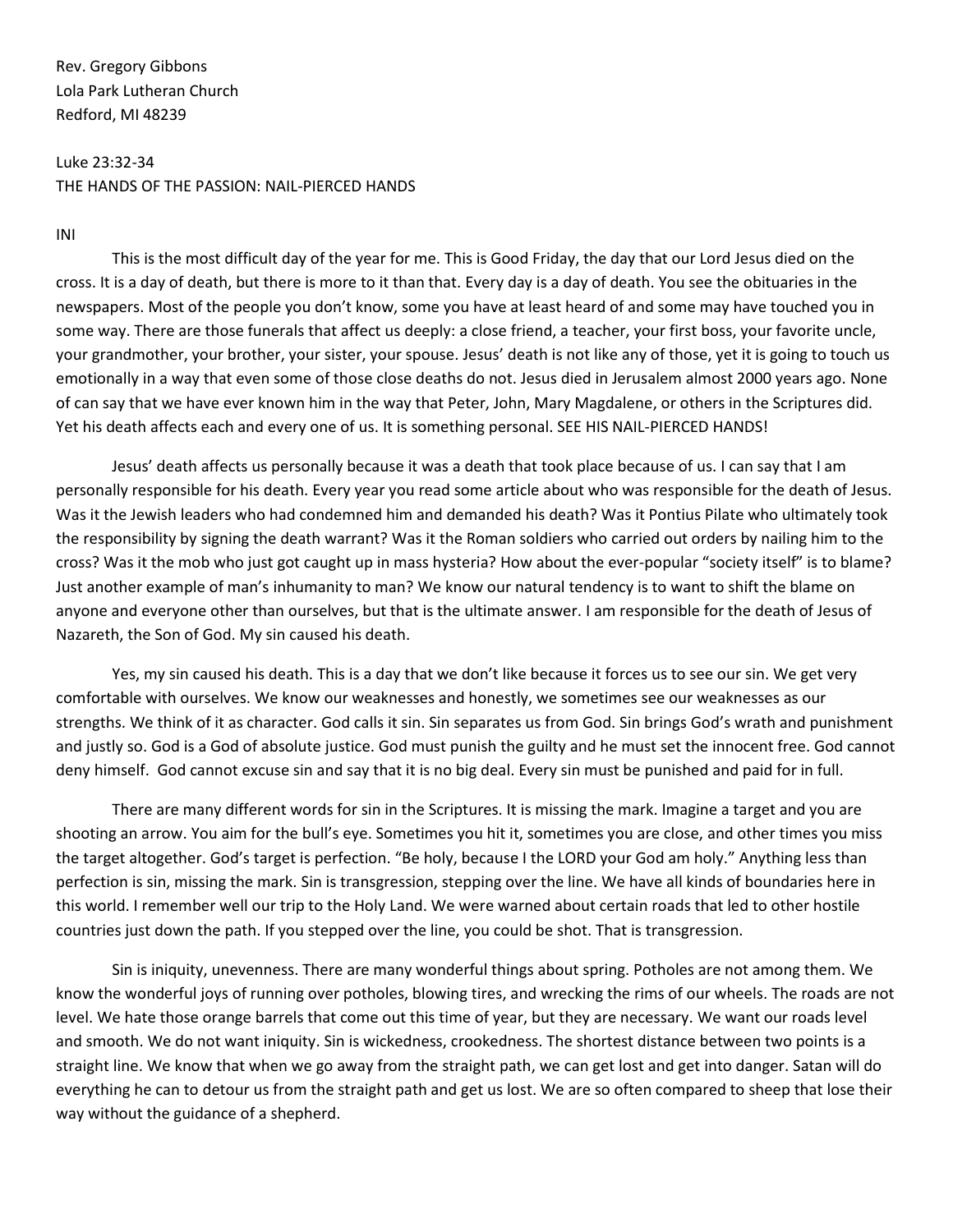Rev. Gregory Gibbons
Lola Park Lutheran Church
Redford, MI 48239

Luke 23:32-34
THE HANDS OF THE PASSION: NAIL-PIERCED HANDS

INI

This is the most difficult day of the year for me. This is Good Friday, the day that our Lord Jesus died on the cross. It is a day of death, but there is more to it than that. Every day is a day of death. You see the obituaries in the newspapers. Most of the people you don't know, some you have at least heard of and some may have touched you in some way. There are those funerals that affect us deeply: a close friend, a teacher, your first boss, your favorite uncle, your grandmother, your brother, your sister, your spouse. Jesus' death is not like any of those, yet it is going to touch us emotionally in a way that even some of those close deaths do not. Jesus died in Jerusalem almost 2000 years ago. None of can say that we have ever known him in the way that Peter, John, Mary Magdalene, or others in the Scriptures did. Yet his death affects each and every one of us. It is something personal. SEE HIS NAIL-PIERCED HANDS!

Jesus' death affects us personally because it was a death that took place because of us. I can say that I am personally responsible for his death. Every year you read some article about who was responsible for the death of Jesus. Was it the Jewish leaders who had condemned him and demanded his death? Was it Pontius Pilate who ultimately took the responsibility by signing the death warrant? Was it the Roman soldiers who carried out orders by nailing him to the cross? Was it the mob who just got caught up in mass hysteria? How about the ever-popular "society itself" is to blame? Just another example of man's inhumanity to man? We know our natural tendency is to want to shift the blame on anyone and everyone other than ourselves, but that is the ultimate answer. I am responsible for the death of Jesus of Nazareth, the Son of God. My sin caused his death.

Yes, my sin caused his death. This is a day that we don't like because it forces us to see our sin. We get very comfortable with ourselves. We know our weaknesses and honestly, we sometimes see our weaknesses as our strengths. We think of it as character. God calls it sin. Sin separates us from God. Sin brings God's wrath and punishment and justly so. God is a God of absolute justice. God must punish the guilty and he must set the innocent free. God cannot deny himself. God cannot excuse sin and say that it is no big deal. Every sin must be punished and paid for in full.

There are many different words for sin in the Scriptures. It is missing the mark. Imagine a target and you are shooting an arrow. You aim for the bull's eye. Sometimes you hit it, sometimes you are close, and other times you miss the target altogether. God's target is perfection. "Be holy, because I the LORD your God am holy." Anything less than perfection is sin, missing the mark. Sin is transgression, stepping over the line. We have all kinds of boundaries here in this world. I remember well our trip to the Holy Land. We were warned about certain roads that led to other hostile countries just down the path. If you stepped over the line, you could be shot. That is transgression.

Sin is iniquity, unevenness. There are many wonderful things about spring. Potholes are not among them. We know the wonderful joys of running over potholes, blowing tires, and wrecking the rims of our wheels. The roads are not level. We hate those orange barrels that come out this time of year, but they are necessary. We want our roads level and smooth. We do not want iniquity. Sin is wickedness, crookedness. The shortest distance between two points is a straight line. We know that when we go away from the straight path, we can get lost and get into danger. Satan will do everything he can to detour us from the straight path and get us lost. We are so often compared to sheep that lose their way without the guidance of a shepherd.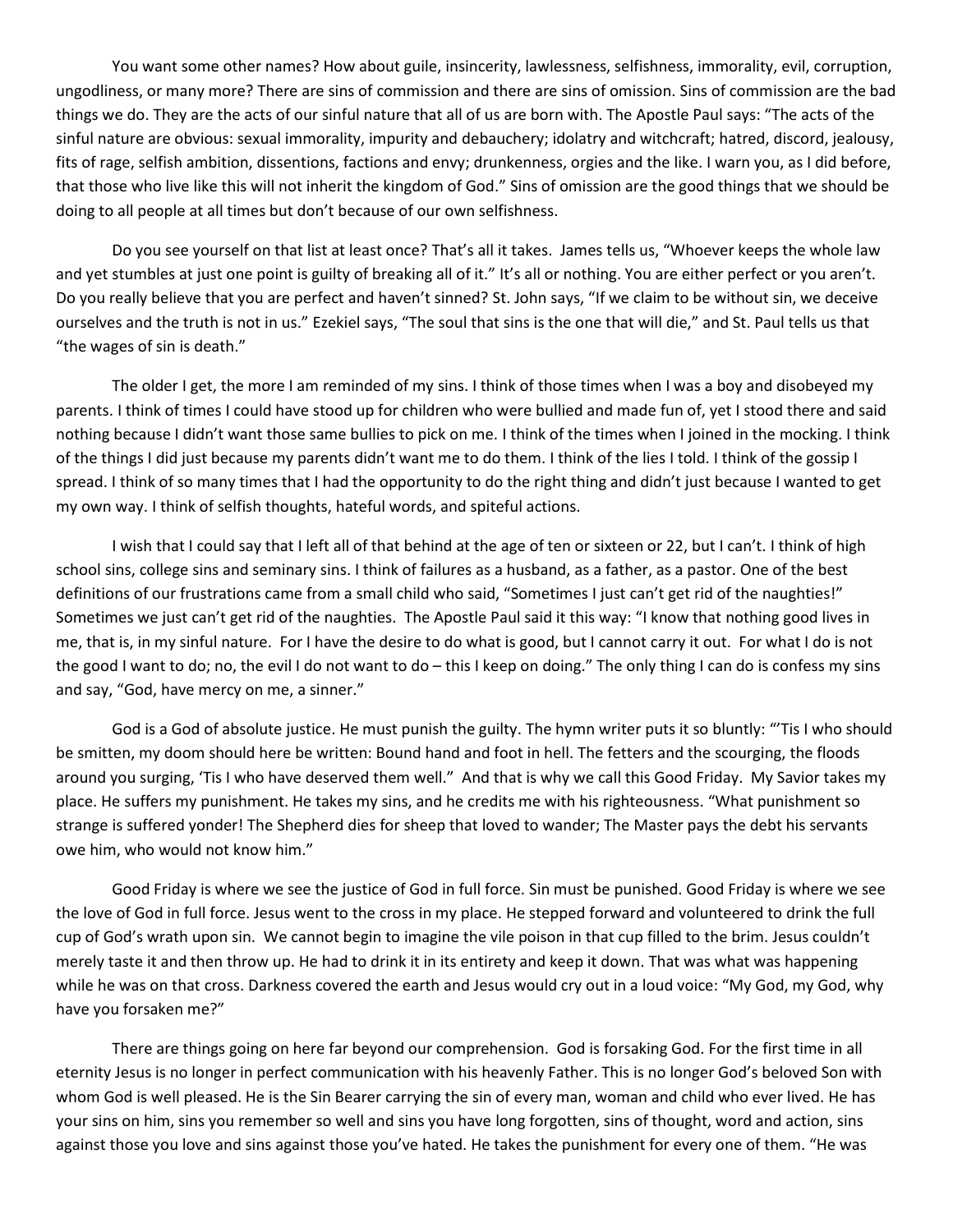You want some other names? How about guile, insincerity, lawlessness, selfishness, immorality, evil, corruption, ungodliness, or many more? There are sins of commission and there are sins of omission. Sins of commission are the bad things we do. They are the acts of our sinful nature that all of us are born with. The Apostle Paul says: "The acts of the sinful nature are obvious: sexual immorality, impurity and debauchery; idolatry and witchcraft; hatred, discord, jealousy, fits of rage, selfish ambition, dissentions, factions and envy; drunkenness, orgies and the like. I warn you, as I did before, that those who live like this will not inherit the kingdom of God." Sins of omission are the good things that we should be doing to all people at all times but don't because of our own selfishness.

Do you see yourself on that list at least once? That's all it takes. James tells us, "Whoever keeps the whole law and yet stumbles at just one point is guilty of breaking all of it." It's all or nothing. You are either perfect or you aren't. Do you really believe that you are perfect and haven't sinned? St. John says, "If we claim to be without sin, we deceive ourselves and the truth is not in us." Ezekiel says, "The soul that sins is the one that will die," and St. Paul tells us that "the wages of sin is death."

The older I get, the more I am reminded of my sins. I think of those times when I was a boy and disobeyed my parents. I think of times I could have stood up for children who were bullied and made fun of, yet I stood there and said nothing because I didn't want those same bullies to pick on me. I think of the times when I joined in the mocking. I think of the things I did just because my parents didn't want me to do them. I think of the lies I told. I think of the gossip I spread. I think of so many times that I had the opportunity to do the right thing and didn't just because I wanted to get my own way. I think of selfish thoughts, hateful words, and spiteful actions.

I wish that I could say that I left all of that behind at the age of ten or sixteen or 22, but I can't. I think of high school sins, college sins and seminary sins. I think of failures as a husband, as a father, as a pastor. One of the best definitions of our frustrations came from a small child who said, "Sometimes I just can't get rid of the naughties!" Sometimes we just can't get rid of the naughties. The Apostle Paul said it this way: "I know that nothing good lives in me, that is, in my sinful nature. For I have the desire to do what is good, but I cannot carry it out. For what I do is not the good I want to do; no, the evil I do not want to do – this I keep on doing." The only thing I can do is confess my sins and say, "God, have mercy on me, a sinner."

God is a God of absolute justice. He must punish the guilty. The hymn writer puts it so bluntly: "'Tis I who should be smitten, my doom should here be written: Bound hand and foot in hell. The fetters and the scourging, the floods around you surging, 'Tis I who have deserved them well." And that is why we call this Good Friday. My Savior takes my place. He suffers my punishment. He takes my sins, and he credits me with his righteousness. "What punishment so strange is suffered yonder! The Shepherd dies for sheep that loved to wander; The Master pays the debt his servants owe him, who would not know him."

Good Friday is where we see the justice of God in full force. Sin must be punished. Good Friday is where we see the love of God in full force. Jesus went to the cross in my place. He stepped forward and volunteered to drink the full cup of God's wrath upon sin. We cannot begin to imagine the vile poison in that cup filled to the brim. Jesus couldn't merely taste it and then throw up. He had to drink it in its entirety and keep it down. That was what was happening while he was on that cross. Darkness covered the earth and Jesus would cry out in a loud voice: "My God, my God, why have you forsaken me?"

There are things going on here far beyond our comprehension. God is forsaking God. For the first time in all eternity Jesus is no longer in perfect communication with his heavenly Father. This is no longer God's beloved Son with whom God is well pleased. He is the Sin Bearer carrying the sin of every man, woman and child who ever lived. He has your sins on him, sins you remember so well and sins you have long forgotten, sins of thought, word and action, sins against those you love and sins against those you've hated. He takes the punishment for every one of them. "He was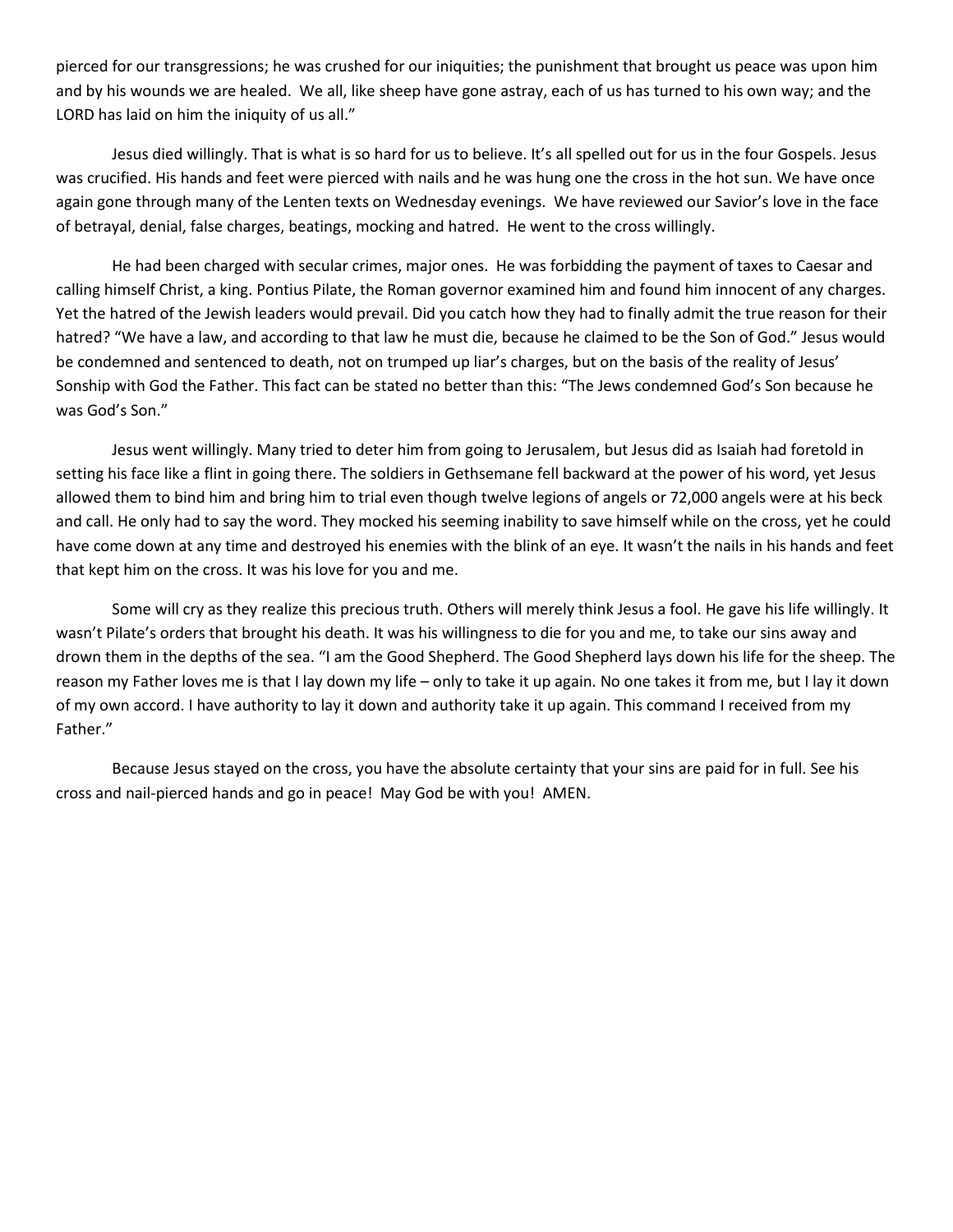pierced for our transgressions; he was crushed for our iniquities; the punishment that brought us peace was upon him and by his wounds we are healed.  We all, like sheep have gone astray, each of us has turned to his own way; and the LORD has laid on him the iniquity of us all."

Jesus died willingly. That is what is so hard for us to believe. It's all spelled out for us in the four Gospels. Jesus was crucified. His hands and feet were pierced with nails and he was hung one the cross in the hot sun. We have once again gone through many of the Lenten texts on Wednesday evenings.  We have reviewed our Savior's love in the face of betrayal, denial, false charges, beatings, mocking and hatred.  He went to the cross willingly.

He had been charged with secular crimes, major ones.  He was forbidding the payment of taxes to Caesar and calling himself Christ, a king. Pontius Pilate, the Roman governor examined him and found him innocent of any charges. Yet the hatred of the Jewish leaders would prevail. Did you catch how they had to finally admit the true reason for their hatred? "We have a law, and according to that law he must die, because he claimed to be the Son of God." Jesus would be condemned and sentenced to death, not on trumped up liar's charges, but on the basis of the reality of Jesus' Sonship with God the Father. This fact can be stated no better than this: "The Jews condemned God's Son because he was God's Son."

Jesus went willingly. Many tried to deter him from going to Jerusalem, but Jesus did as Isaiah had foretold in setting his face like a flint in going there. The soldiers in Gethsemane fell backward at the power of his word, yet Jesus allowed them to bind him and bring him to trial even though twelve legions of angels or 72,000 angels were at his beck and call. He only had to say the word. They mocked his seeming inability to save himself while on the cross, yet he could have come down at any time and destroyed his enemies with the blink of an eye. It wasn't the nails in his hands and feet that kept him on the cross. It was his love for you and me.

Some will cry as they realize this precious truth. Others will merely think Jesus a fool. He gave his life willingly. It wasn't Pilate's orders that brought his death. It was his willingness to die for you and me, to take our sins away and drown them in the depths of the sea. "I am the Good Shepherd. The Good Shepherd lays down his life for the sheep. The reason my Father loves me is that I lay down my life – only to take it up again. No one takes it from me, but I lay it down of my own accord. I have authority to lay it down and authority take it up again. This command I received from my Father."

Because Jesus stayed on the cross, you have the absolute certainty that your sins are paid for in full. See his cross and nail-pierced hands and go in peace!  May God be with you!  AMEN.